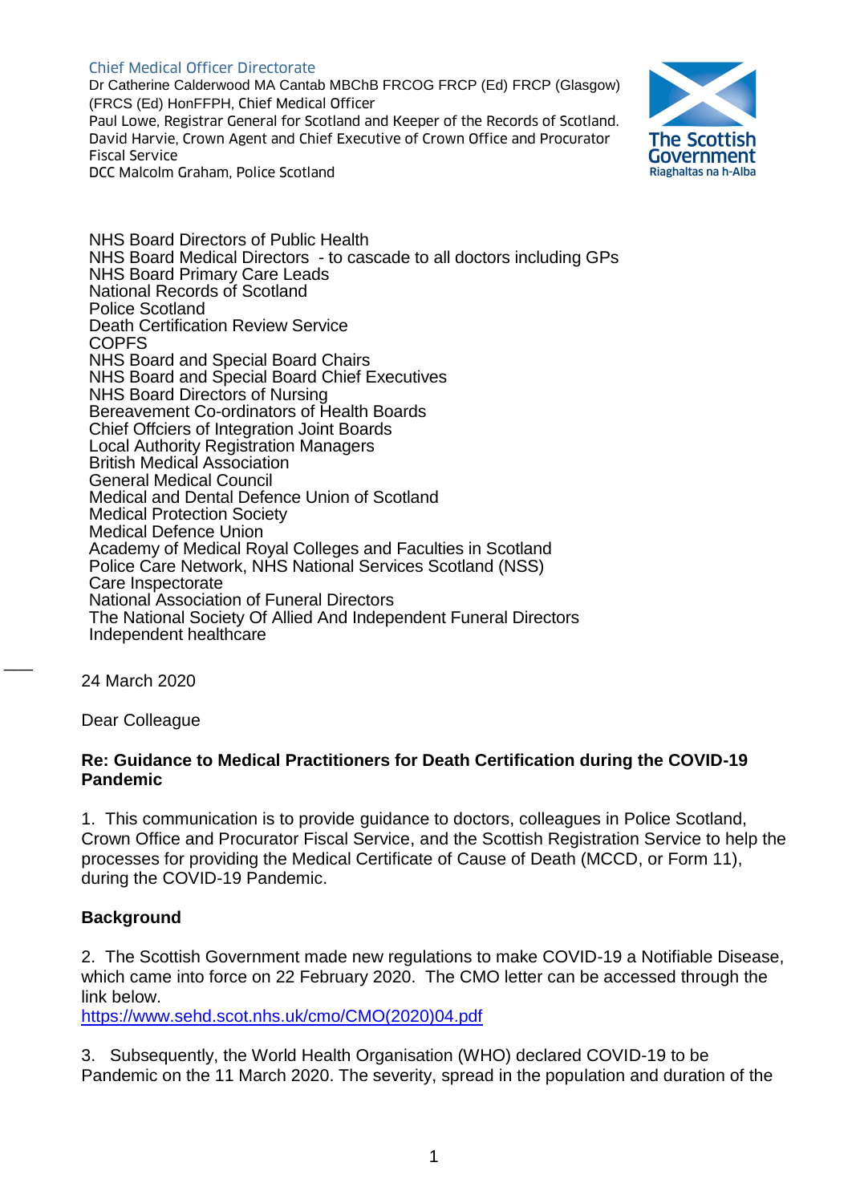Chief Medical Officer Directorate
Dr Catherine Calderwood MA Cantab MBChB FRCOG FRCP (Ed) FRCP (Glasgow) (FRCS (Ed) HonFFPH, Chief Medical Officer
Paul Lowe, Registrar General for Scotland and Keeper of the Records of Scotland.
David Harvie, Crown Agent and Chief Executive of Crown Office and Procurator Fiscal Service
DCC Malcolm Graham, Police Scotland

The Scottish Government
Riaghaltas na h-Alba

NHS Board Directors of Public Health
NHS Board Medical Directors - to cascade to all doctors including GPs
NHS Board Primary Care Leads
National Records of Scotland
Police Scotland
Death Certification Review Service
COPFS
NHS Board and Special Board Chairs
NHS Board and Special Board Chief Executives
NHS Board Directors of Nursing
Bereavement Co-ordinators of Health Boards
Chief Offciers of Integration Joint Boards
Local Authority Registration Managers
British Medical Association
General Medical Council
Medical and Dental Defence Union of Scotland
Medical Protection Society
Medical Defence Union
Academy of Medical Royal Colleges and Faculties in Scotland
Police Care Network, NHS National Services Scotland (NSS)
Care Inspectorate
National Association of Funeral Directors
The National Society Of Allied And Independent Funeral Directors
Independent healthcare

24 March 2020

Dear Colleague

**Re: Guidance to Medical Practitioners for Death Certification during the COVID-19 Pandemic**

1. This communication is to provide guidance to doctors, colleagues in Police Scotland, Crown Office and Procurator Fiscal Service, and the Scottish Registration Service to help the processes for providing the Medical Certificate of Cause of Death (MCCD, or Form 11), during the COVID-19 Pandemic.

**Background**

2. The Scottish Government made new regulations to make COVID-19 a Notifiable Disease, which came into force on 22 February 2020. The CMO letter can be accessed through the link below.
https://www.sehd.scot.nhs.uk/cmo/CMO(2020)04.pdf

3. Subsequently, the World Health Organisation (WHO) declared COVID-19 to be Pandemic on the 11 March 2020. The severity, spread in the population and duration of the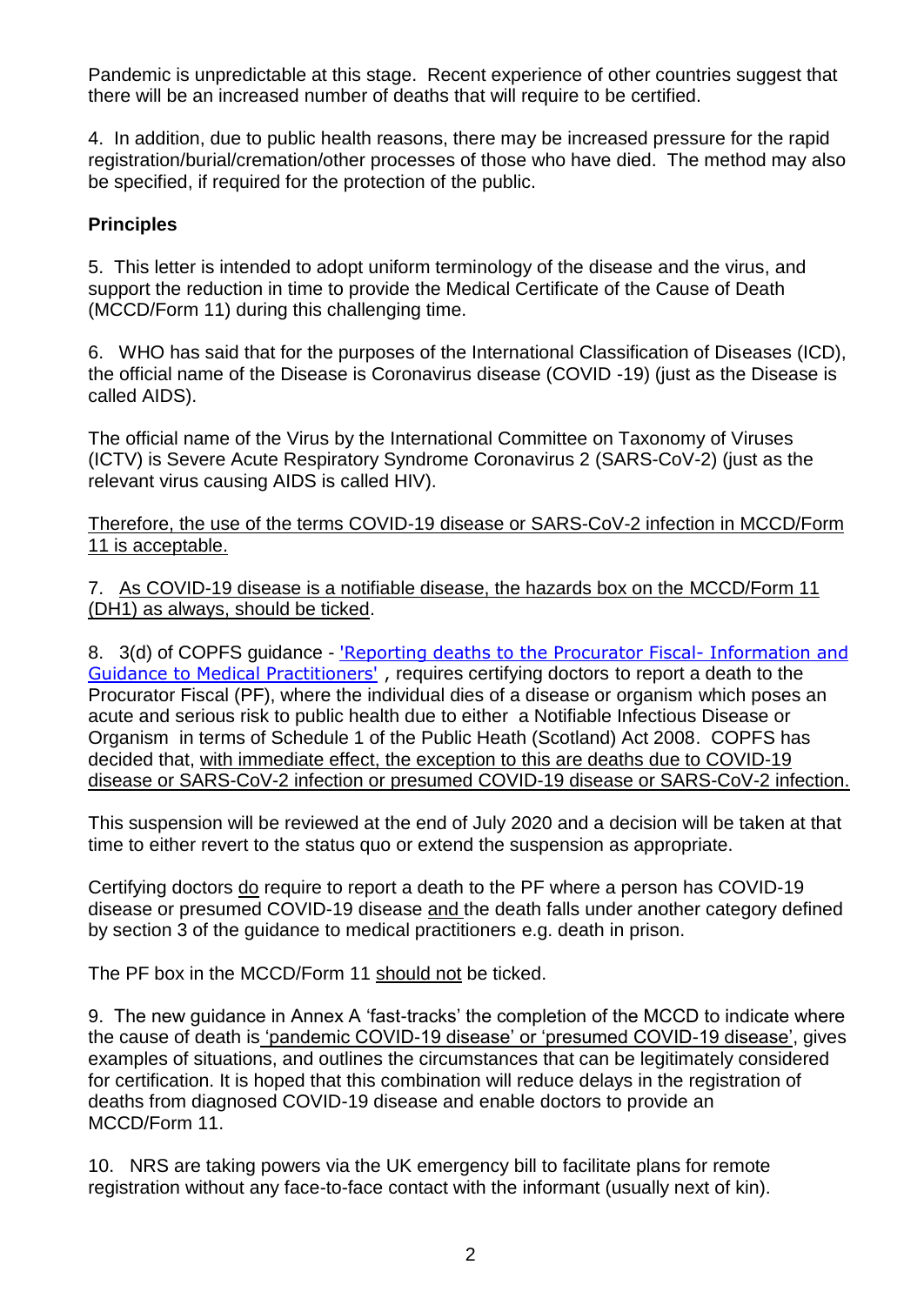Pandemic is unpredictable at this stage. Recent experience of other countries suggest that there will be an increased number of deaths that will require to be certified.

4. In addition, due to public health reasons, there may be increased pressure for the rapid registration/burial/cremation/other processes of those who have died. The method may also be specified, if required for the protection of the public.

**Principles**

5. This letter is intended to adopt uniform terminology of the disease and the virus, and support the reduction in time to provide the Medical Certificate of the Cause of Death (MCCD/Form 11) during this challenging time.

6. WHO has said that for the purposes of the International Classification of Diseases (ICD), the official name of the Disease is Coronavirus disease (COVID -19) (just as the Disease is called AIDS).

The official name of the Virus by the International Committee on Taxonomy of Viruses (ICTV) is Severe Acute Respiratory Syndrome Coronavirus 2 (SARS-CoV-2) (just as the relevant virus causing AIDS is called HIV).

Therefore, the use of the terms COVID-19 disease or SARS-CoV-2 infection in MCCD/Form 11 is acceptable.

7. As COVID-19 disease is a notifiable disease, the hazards box on the MCCD/Form 11 (DH1) as always, should be ticked.

8. 3(d) of COPFS guidance - 'Reporting deaths to the Procurator Fiscal- Information and Guidance to Medical Practitioners' , requires certifying doctors to report a death to the Procurator Fiscal (PF), where the individual dies of a disease or organism which poses an acute and serious risk to public health due to either a Notifiable Infectious Disease or Organism in terms of Schedule 1 of the Public Heath (Scotland) Act 2008. COPFS has decided that, with immediate effect, the exception to this are deaths due to COVID-19 disease or SARS-CoV-2 infection or presumed COVID-19 disease or SARS-CoV-2 infection.

This suspension will be reviewed at the end of July 2020 and a decision will be taken at that time to either revert to the status quo or extend the suspension as appropriate.

Certifying doctors do require to report a death to the PF where a person has COVID-19 disease or presumed COVID-19 disease and the death falls under another category defined by section 3 of the guidance to medical practitioners e.g. death in prison.

The PF box in the MCCD/Form 11 should not be ticked.

9. The new guidance in Annex A 'fast-tracks' the completion of the MCCD to indicate where the cause of death is 'pandemic COVID-19 disease' or 'presumed COVID-19 disease', gives examples of situations, and outlines the circumstances that can be legitimately considered for certification. It is hoped that this combination will reduce delays in the registration of deaths from diagnosed COVID-19 disease and enable doctors to provide an MCCD/Form 11.

10. NRS are taking powers via the UK emergency bill to facilitate plans for remote registration without any face-to-face contact with the informant (usually next of kin).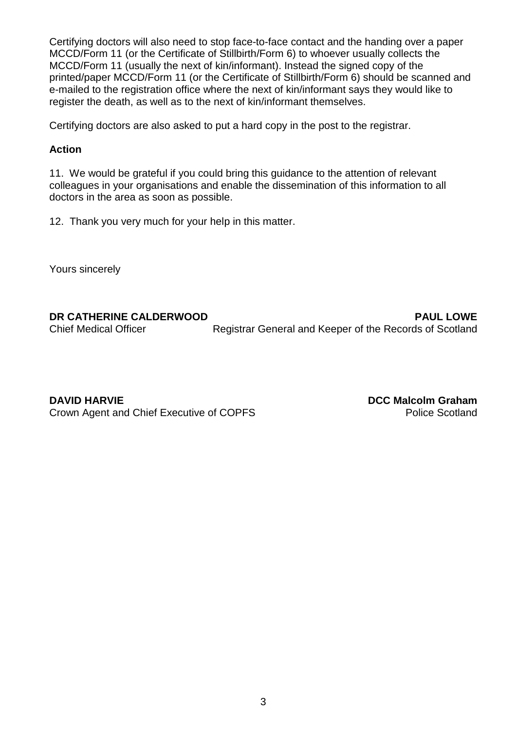Certifying doctors will also need to stop face-to-face contact and the handing over a paper MCCD/Form 11 (or the Certificate of Stillbirth/Form 6) to whoever usually collects the MCCD/Form 11 (usually the next of kin/informant). Instead the signed copy of the printed/paper MCCD/Form 11 (or the Certificate of Stillbirth/Form 6) should be scanned and e-mailed to the registration office where the next of kin/informant says they would like to register the death, as well as to the next of kin/informant themselves.

Certifying doctors are also asked to put a hard copy in the post to the registrar.

**Action**

11. We would be grateful if you could bring this guidance to the attention of relevant colleagues in your organisations and enable the dissemination of this information to all doctors in the area as soon as possible.

12. Thank you very much for your help in this matter.

Yours sincerely

**DR CATHERINE CALDERWOOD**
Chief Medical Officer

**PAUL LOWE**
Registrar General and Keeper of the Records of Scotland

**DAVID HARVIE**
Crown Agent and Chief Executive of COPFS

**DCC Malcolm Graham**
Police Scotland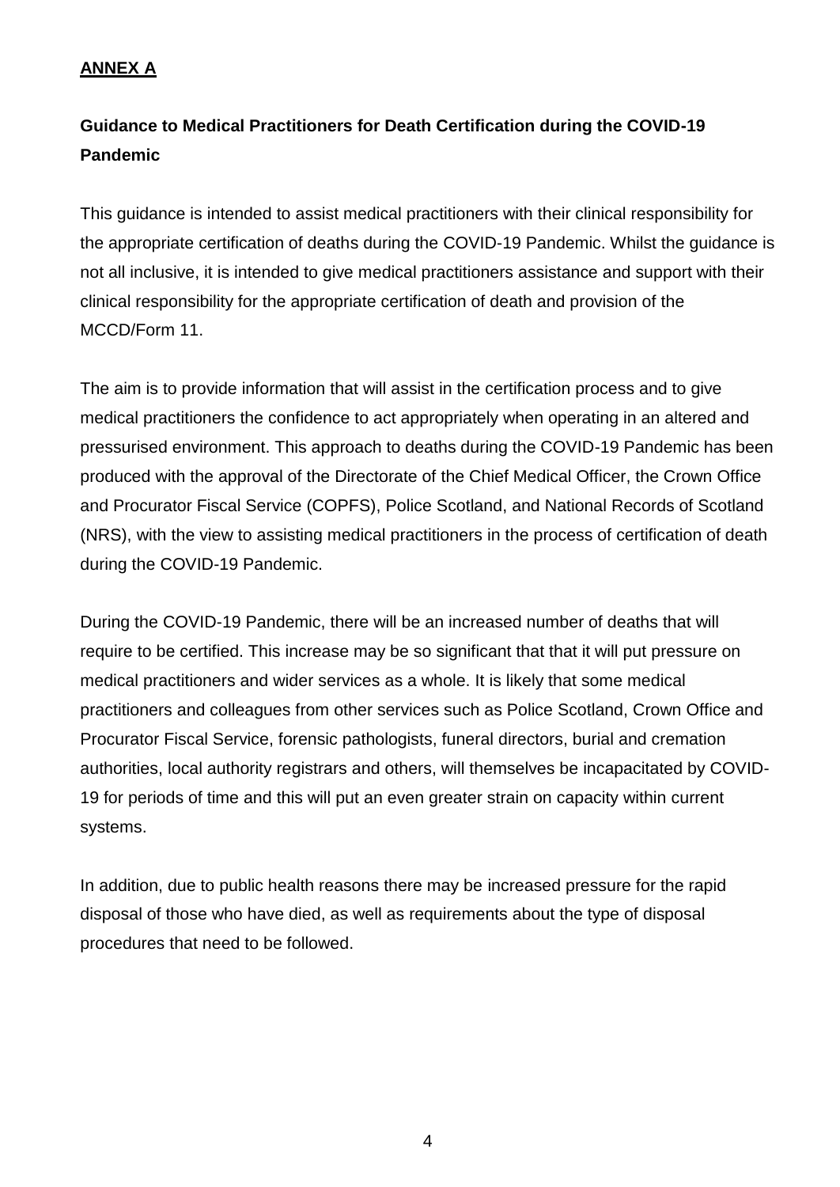**ANNEX A**

## Guidance to Medical Practitioners for Death Certification during the COVID-19 Pandemic

This guidance is intended to assist medical practitioners with their clinical responsibility for the appropriate certification of deaths during the COVID-19 Pandemic. Whilst the guidance is not all inclusive, it is intended to give medical practitioners assistance and support with their clinical responsibility for the appropriate certification of death and provision of the MCCD/Form 11.

The aim is to provide information that will assist in the certification process and to give medical practitioners the confidence to act appropriately when operating in an altered and pressurised environment. This approach to deaths during the COVID-19 Pandemic has been produced with the approval of the Directorate of the Chief Medical Officer, the Crown Office and Procurator Fiscal Service (COPFS), Police Scotland, and National Records of Scotland (NRS), with the view to assisting medical practitioners in the process of certification of death during the COVID-19 Pandemic.

During the COVID-19 Pandemic, there will be an increased number of deaths that will require to be certified. This increase may be so significant that that it will put pressure on medical practitioners and wider services as a whole. It is likely that some medical practitioners and colleagues from other services such as Police Scotland, Crown Office and Procurator Fiscal Service, forensic pathologists, funeral directors, burial and cremation authorities, local authority registrars and others, will themselves be incapacitated by COVID-19 for periods of time and this will put an even greater strain on capacity within current systems.

In addition, due to public health reasons there may be increased pressure for the rapid disposal of those who have died, as well as requirements about the type of disposal procedures that need to be followed.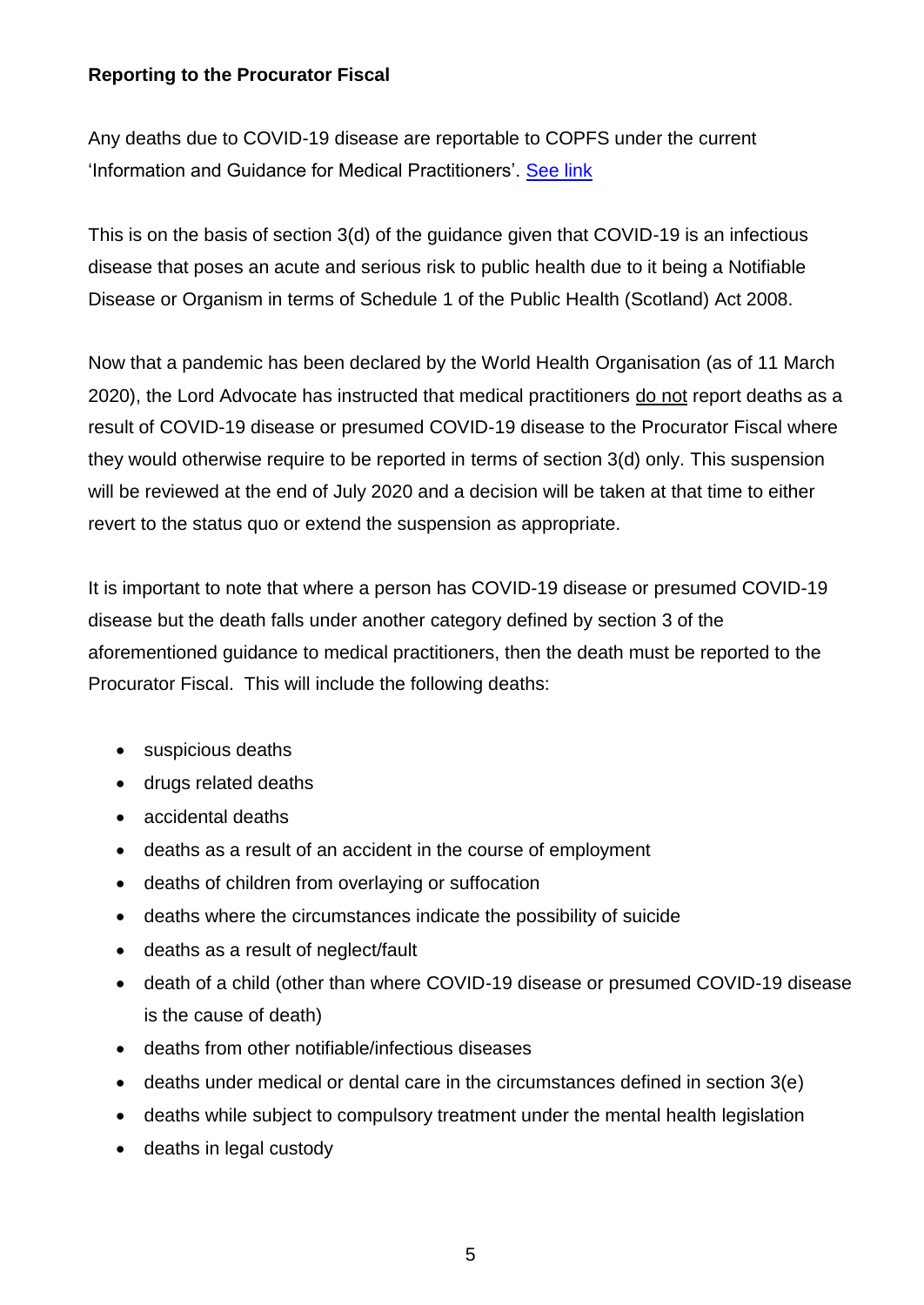**Reporting to the Procurator Fiscal**

Any deaths due to COVID-19 disease are reportable to COPFS under the current 'Information and Guidance for Medical Practitioners'. See link

This is on the basis of section 3(d) of the guidance given that COVID-19 is an infectious disease that poses an acute and serious risk to public health due to it being a Notifiable Disease or Organism in terms of Schedule 1 of the Public Health (Scotland) Act 2008.

Now that a pandemic has been declared by the World Health Organisation (as of 11 March 2020), the Lord Advocate has instructed that medical practitioners <u>do not</u> report deaths as a result of COVID-19 disease or presumed COVID-19 disease to the Procurator Fiscal where they would otherwise require to be reported in terms of section 3(d) only. This suspension will be reviewed at the end of July 2020 and a decision will be taken at that time to either revert to the status quo or extend the suspension as appropriate.

It is important to note that where a person has COVID-19 disease or presumed COVID-19 disease but the death falls under another category defined by section 3 of the aforementioned guidance to medical practitioners, then the death must be reported to the Procurator Fiscal. This will include the following deaths:

- suspicious deaths
- drugs related deaths
- accidental deaths
- deaths as a result of an accident in the course of employment
- deaths of children from overlaying or suffocation
- deaths where the circumstances indicate the possibility of suicide
- deaths as a result of neglect/fault
- death of a child (other than where COVID-19 disease or presumed COVID-19 disease is the cause of death)
- deaths from other notifiable/infectious diseases
- deaths under medical or dental care in the circumstances defined in section 3(e)
- deaths while subject to compulsory treatment under the mental health legislation
- deaths in legal custody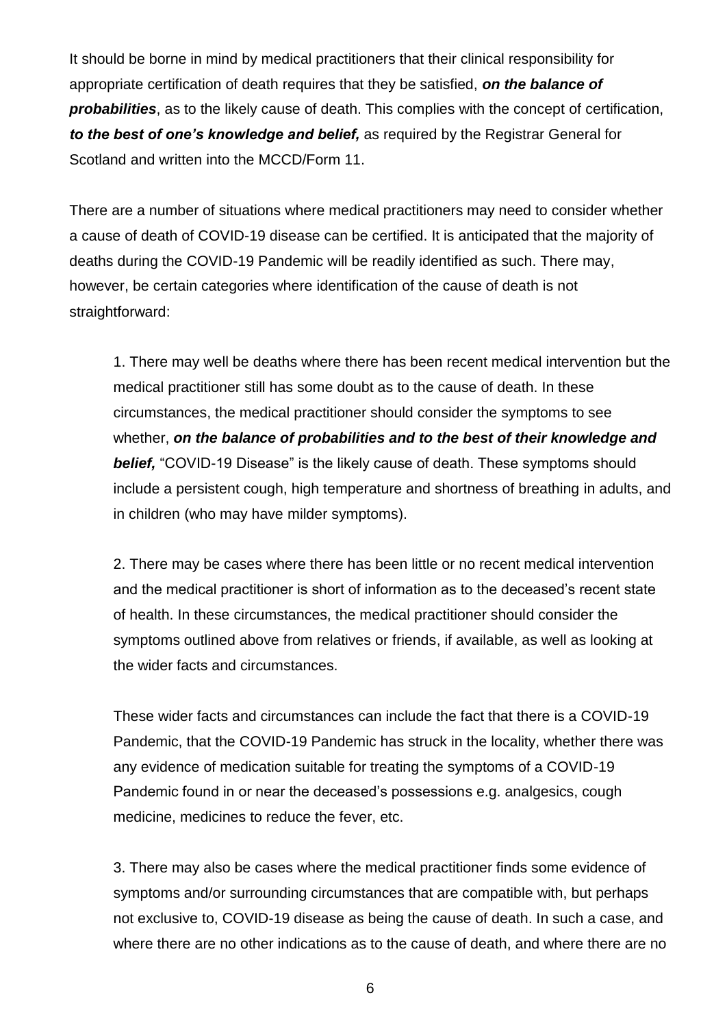It should be borne in mind by medical practitioners that their clinical responsibility for appropriate certification of death requires that they be satisfied, ***on the balance of probabilities***, as to the likely cause of death. This complies with the concept of certification, ***to the best of one's knowledge and belief,*** as required by the Registrar General for Scotland and written into the MCCD/Form 11.

There are a number of situations where medical practitioners may need to consider whether a cause of death of COVID-19 disease can be certified. It is anticipated that the majority of deaths during the COVID-19 Pandemic will be readily identified as such. There may, however, be certain categories where identification of the cause of death is not straightforward:

> 1. There may well be deaths where there has been recent medical intervention but the medical practitioner still has some doubt as to the cause of death. In these circumstances, the medical practitioner should consider the symptoms to see whether, ***on the balance of probabilities and to the best of their knowledge and belief,*** "COVID-19 Disease" is the likely cause of death. These symptoms should include a persistent cough, high temperature and shortness of breathing in adults, and in children (who may have milder symptoms).
>
> 2. There may be cases where there has been little or no recent medical intervention and the medical practitioner is short of information as to the deceased's recent state of health. In these circumstances, the medical practitioner should consider the symptoms outlined above from relatives or friends, if available, as well as looking at the wider facts and circumstances.
>
> These wider facts and circumstances can include the fact that there is a COVID-19 Pandemic, that the COVID-19 Pandemic has struck in the locality, whether there was any evidence of medication suitable for treating the symptoms of a COVID-19 Pandemic found in or near the deceased's possessions e.g. analgesics, cough medicine, medicines to reduce the fever, etc.
>
> 3. There may also be cases where the medical practitioner finds some evidence of symptoms and/or surrounding circumstances that are compatible with, but perhaps not exclusive to, COVID-19 disease as being the cause of death. In such a case, and where there are no other indications as to the cause of death, and where there are no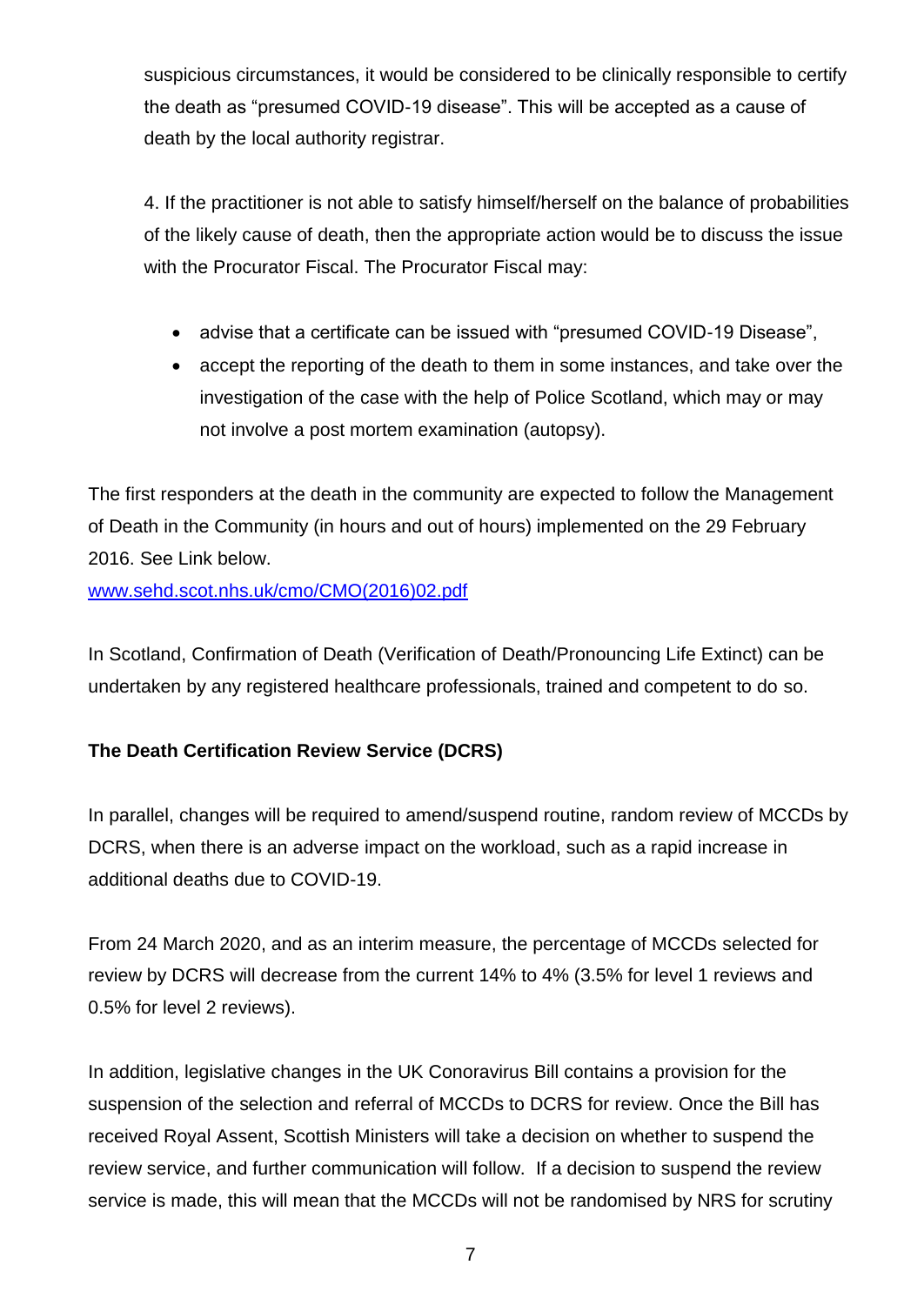suspicious circumstances, it would be considered to be clinically responsible to certify the death as "presumed COVID-19 disease". This will be accepted as a cause of death by the local authority registrar.

4. If the practitioner is not able to satisfy himself/herself on the balance of probabilities of the likely cause of death, then the appropriate action would be to discuss the issue with the Procurator Fiscal. The Procurator Fiscal may:

- advise that a certificate can be issued with "presumed COVID-19 Disease",
- accept the reporting of the death to them in some instances, and take over the investigation of the case with the help of Police Scotland, which may or may not involve a post mortem examination (autopsy).

The first responders at the death in the community are expected to follow the Management of Death in the Community (in hours and out of hours) implemented on the 29 February 2016. See Link below.
[www.sehd.scot.nhs.uk/cmo/CMO(2016)02.pdf](www.sehd.scot.nhs.uk/cmo/CMO(2016)02.pdf)

In Scotland, Confirmation of Death (Verification of Death/Pronouncing Life Extinct) can be undertaken by any registered healthcare professionals, trained and competent to do so.

**The Death Certification Review Service (DCRS)**

In parallel, changes will be required to amend/suspend routine, random review of MCCDs by DCRS, when there is an adverse impact on the workload, such as a rapid increase in additional deaths due to COVID-19.

From 24 March 2020, and as an interim measure, the percentage of MCCDs selected for review by DCRS will decrease from the current 14% to 4% (3.5% for level 1 reviews and 0.5% for level 2 reviews).

In addition, legislative changes in the UK Conoravirus Bill contains a provision for the suspension of the selection and referral of MCCDs to DCRS for review. Once the Bill has received Royal Assent, Scottish Ministers will take a decision on whether to suspend the review service, and further communication will follow. If a decision to suspend the review service is made, this will mean that the MCCDs will not be randomised by NRS for scrutiny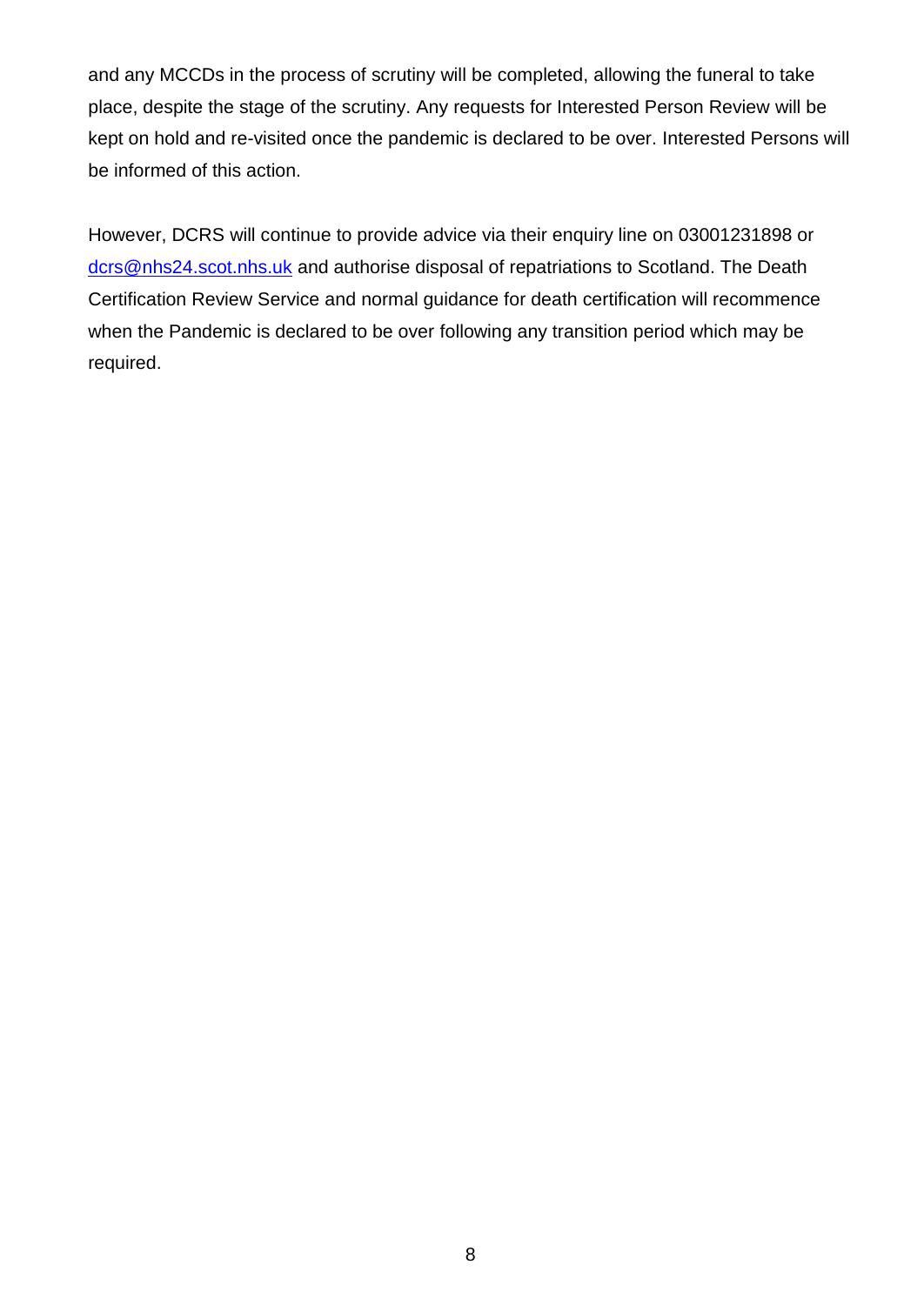and any MCCDs in the process of scrutiny will be completed, allowing the funeral to take place, despite the stage of the scrutiny. Any requests for Interested Person Review will be kept on hold and re-visited once the pandemic is declared to be over. Interested Persons will be informed of this action.

However, DCRS will continue to provide advice via their enquiry line on 03001231898 or [dcrs@nhs24.scot.nhs.uk](mailto:dcrs@nhs24.scot.nhs.uk) and authorise disposal of repatriations to Scotland. The Death Certification Review Service and normal guidance for death certification will recommence when the Pandemic is declared to be over following any transition period which may be required.